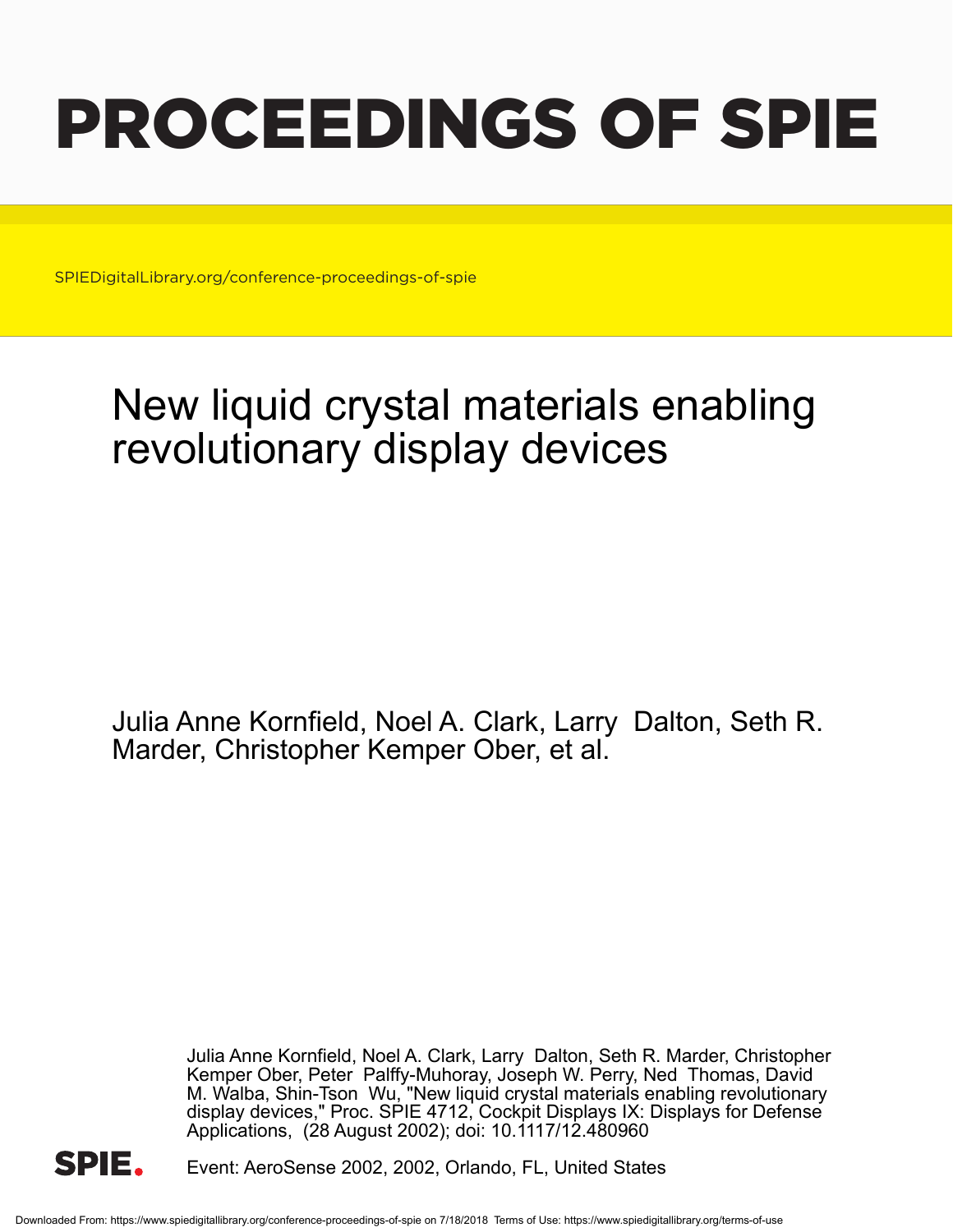# PROCEEDINGS OF SPIE

SPIEDigitalLibrary.org/conference-proceedings-of-spie

## New liquid crystal materials enabling revolutionary display devices

Julia Anne Kornfield, Noel A. Clark, Larry Dalton, Seth R. Marder, Christopher Kemper Ober, et al.

Julia Anne Kornfield, Noel A. Clark, Larry Dalton, Seth R. Marder, Christopher Kemper Ober, Peter Palffy-Muhoray, Joseph W. Perry, Ned Thomas, David M. Walba, Shin-Tson Wu, "New liquid crystal materials enabling revolutionary display devices," Proc. SPIE 4712, Cockpit Displays IX: Displays for Defense Applications, (28 August 2002); doi: 10.1117/12.480960

Event: AeroSense 2002, 2002, Orlando, FL, United States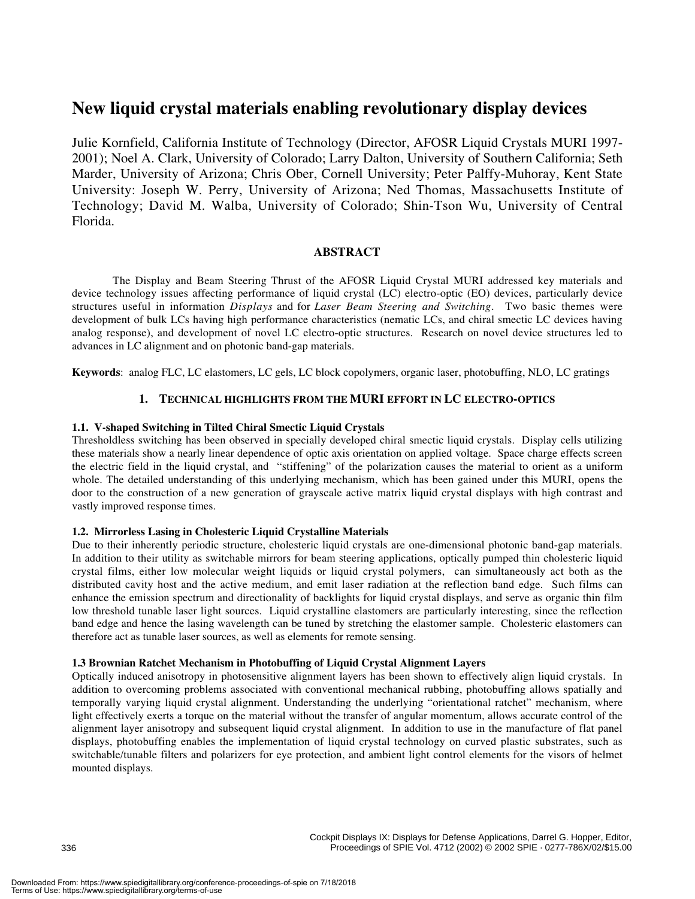# New liquid crystal materials enabling revolutionary display devices

Julie Kornfield, California Institute of Technology (Director, AFOSR Liquid Crystals MURI 1997-2001); Noel A. Clark, University of Colorado; Larry Dalton, University of Southern California; Seth Marder, University of Arizona; Chris Ober, Cornell University; Peter Palffy-Muhoray, Kent State University: Joseph W. Perry, University of Arizona; Ned Thomas, Massachusetts Institute of Technology; David M. Walba, University of Colorado; Shin-Tson Wu, University of Central Florida.

## ABSTRACT

The Display and Beam Steering Thrust of the AFOSR Liquid Crystal MURI addressed key materials and device technology issues affecting performance of liquid crystal (LC) electro-optic (EO) devices, particularly device structures useful in information *Displays* and for *Laser Beam Steering and Switching*. Two basic themes were development of bulk LCs having high performance characteristics (nematic LCs, and chiral smectic LC devices having analog response), and development of novel LC electro-optic structures. Research on novel device structures led to advances in LC alignment and on photonic band-gap materials.

**Keywords**: analog FLC, LC elastomers, LC gels, LC block copolymers, organic laser, photobuffing, NLO, LC gratings

## 1. Technical highlights from the MURI effort in LC electro-optics

### 1.1. V-shaped Switching in Tilted Chiral Smectic Liquid Crystals

Thresholdless switching has been observed in specially developed chiral smectic liquid crystals. Display cells utilizing these materials show a nearly linear dependence of optic axis orientation on applied voltage. Space charge effects screen the electric field in the liquid crystal, and "stiffening" of the polarization causes the material to orient as a uniform whole. The detailed understanding of this underlying mechanism, which has been gained under this MURI, opens the door to the construction of a new generation of grayscale active matrix liquid crystal displays with high contrast and vastly improved response times.

### 1.2. Mirrorless Lasing in Cholesteric Liquid Crystalline Materials

Due to their inherently periodic structure, cholesteric liquid crystals are one-dimensional photonic band-gap materials. In addition to their utility as switchable mirrors for beam steering applications, optically pumped thin cholesteric liquid crystal films, either low molecular weight liquids or liquid crystal polymers, can simultaneously act both as the distributed cavity host and the active medium, and emit laser radiation at the reflection band edge. Such films can enhance the emission spectrum and directionality of backlights for liquid crystal displays, and serve as organic thin film low threshold tunable laser light sources. Liquid crystalline elastomers are particularly interesting, since the reflection band edge and hence the lasing wavelength can be tuned by stretching the elastomer sample. Cholesteric elastomers can therefore act as tunable laser sources, as well as elements for remote sensing.

### 1.3 Brownian Ratchet Mechanism in Photobuffing of Liquid Crystal Alignment Layers

Optically induced anisotropy in photosensitive alignment layers has been shown to effectively align liquid crystals. In addition to overcoming problems associated with conventional mechanical rubbing, photobuffing allows spatially and temporally varying liquid crystal alignment. Understanding the underlying "orientational ratchet" mechanism, where light effectively exerts a torque on the material without the transfer of angular momentum, allows accurate control of the alignment layer anisotropy and subsequent liquid crystal alignment. In addition to use in the manufacture of flat panel displays, photobuffing enables the implementation of liquid crystal technology on curved plastic substrates, such as switchable/tunable filters and polarizers for eye protection, and ambient light control elements for the visors of helmet mounted displays.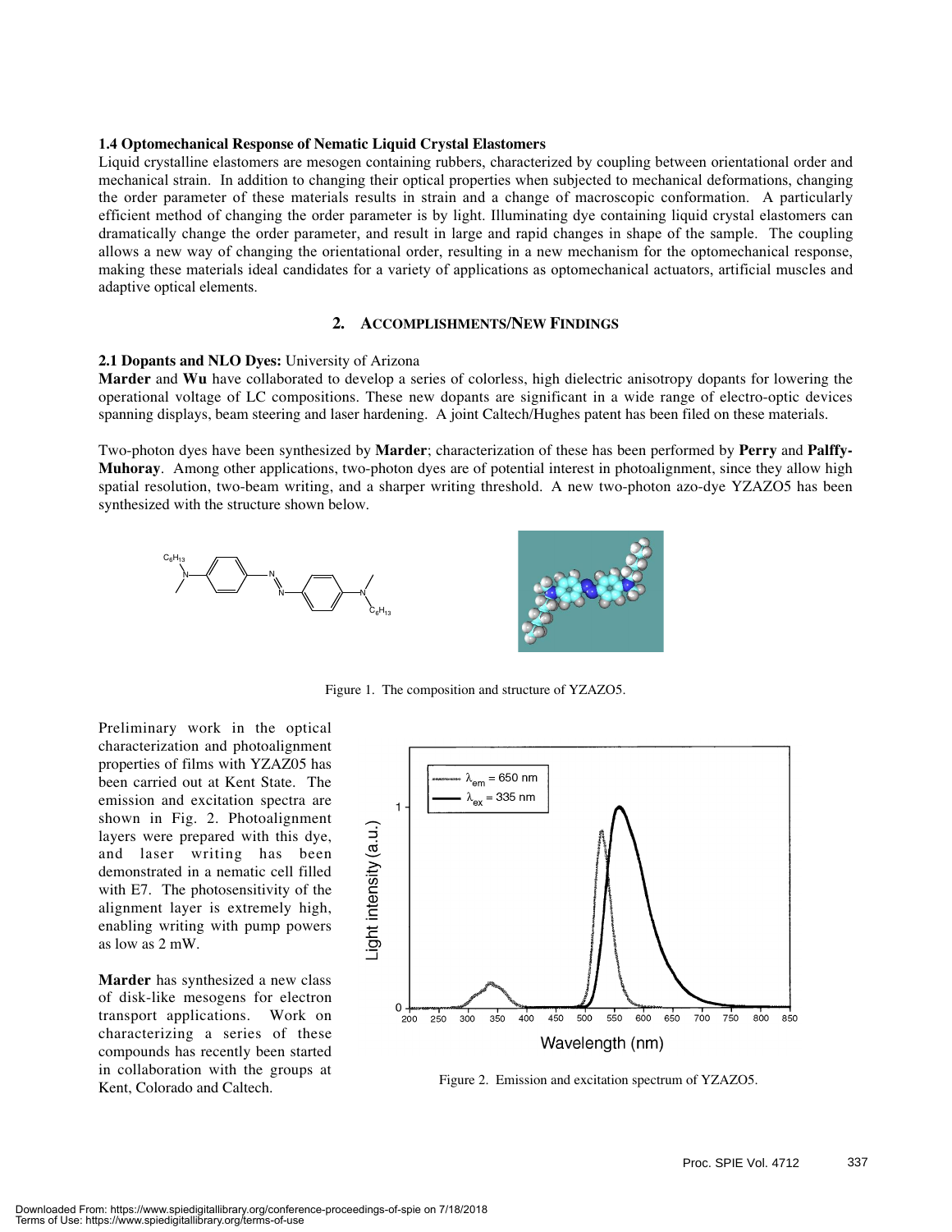**1.4 Optomechanical Response of Nematic Liquid Crystal Elastomers**

Liquid crystalline elastomers are mesogen containing rubbers, characterized by coupling between orientational order and mechanical strain. In addition to changing their optical properties when subjected to mechanical deformations, changing the order parameter of these materials results in strain and a change of macroscopic conformation. A particularly efficient method of changing the order parameter is by light. Illuminating dye containing liquid crystal elastomers can dramatically change the order parameter, and result in large and rapid changes in shape of the sample. The coupling allows a new way of changing the orientational order, resulting in a new mechanism for the optomechanical response, making these materials ideal candidates for a variety of applications as optomechanical actuators, artificial muscles and adaptive optical elements.

## 2. ACCOMPLISHMENTS/NEW FINDINGS

**2.1 Dopants and NLO Dyes:** University of Arizona

**Marder** and **Wu** have collaborated to develop a series of colorless, high dielectric anisotropy dopants for lowering the operational voltage of LC compositions. These new dopants are significant in a wide range of electro-optic devices spanning displays, beam steering and laser hardening. A joint Caltech/Hughes patent has been filed on these materials.

Two-photon dyes have been synthesized by **Marder**; characterization of these has been performed by **Perry** and **Palffy-Muhoray**. Among other applications, two-photon dyes are of potential interest in photoalignment, since they allow high spatial resolution, two-beam writing, and a sharper writing threshold. A new two-photon azo-dye YZAZO5 has been synthesized with the structure shown below.

Figure 1. The composition and structure of YZAZO5.

Preliminary work in the optical characterization and photoalignment properties of films with YZAZ05 has been carried out at Kent State. The emission and excitation spectra are shown in Fig. 2. Photoalignment layers were prepared with this dye, and laser writing has been demonstrated in a nematic cell filled with E7. The photosensitivity of the alignment layer is extremely high, enabling writing with pump powers as low as 2 mW.

Figure 2. Emission and excitation spectrum of YZAZO5.

**Marder** has synthesized a new class of disk-like mesogens for electron transport applications. Work on characterizing a series of these compounds has recently been started in collaboration with the groups at Kent, Colorado and Caltech.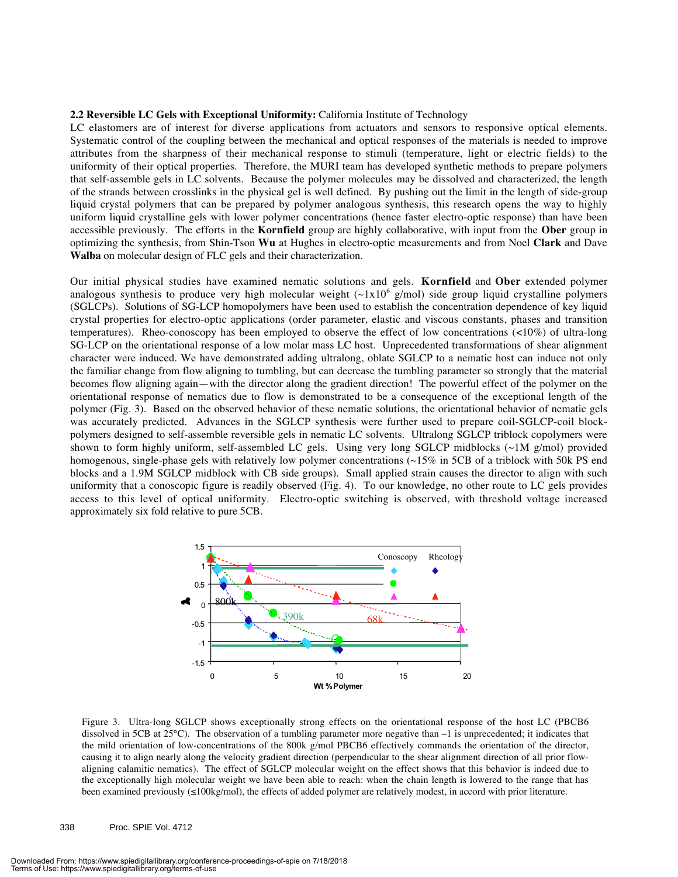**2.2 Reversible LC Gels with Exceptional Uniformity:** California Institute of Technology

LC elastomers are of interest for diverse applications from actuators and sensors to responsive optical elements. Systematic control of the coupling between the mechanical and optical responses of the materials is needed to improve attributes from the sharpness of their mechanical response to stimuli (temperature, light or electric fields) to the uniformity of their optical properties. Therefore, the MURI team has developed synthetic methods to prepare polymers that self-assemble gels in LC solvents. Because the polymer molecules may be dissolved and characterized, the length of the strands between crosslinks in the physical gel is well defined. By pushing out the limit in the length of side-group liquid crystal polymers that can be prepared by polymer analogous synthesis, this research opens the way to highly uniform liquid crystalline gels with lower polymer concentrations (hence faster electro-optic response) than have been accessible previously. The efforts in the **Kornfield** group are highly collaborative, with input from the **Ober** group in optimizing the synthesis, from Shin-Tson **Wu** at Hughes in electro-optic measurements and from Noel **Clark** and Dave **Walba** on molecular design of FLC gels and their characterization.

Our initial physical studies have examined nematic solutions and gels. **Kornfield** and **Ober** extended polymer analogous synthesis to produce very high molecular weight (~$1 \times 10^6$ g/mol) side group liquid crystalline polymers (SGLCPs). Solutions of SG-LCP homopolymers have been used to establish the concentration dependence of key liquid crystal properties for electro-optic applications (order parameter, elastic and viscous constants, phases and transition temperatures). Rheo-conoscopy has been employed to observe the effect of low concentrations (<10%) of ultra-long SG-LCP on the orientational response of a low molar mass LC host. Unprecedented transformations of shear alignment character were induced. We have demonstrated adding ultralong, oblate SGLCP to a nematic host can induce not only the familiar change from flow aligning to tumbling, but can decrease the tumbling parameter so strongly that the material becomes flow aligning again—with the director along the gradient direction! The powerful effect of the polymer on the orientational response of nematics due to flow is demonstrated to be a consequence of the exceptional length of the polymer (Fig. 3). Based on the observed behavior of these nematic solutions, the orientational behavior of nematic gels was accurately predicted. Advances in the SGLCP synthesis were further used to prepare coil-SGLCP-coil block-polymers designed to self-assemble reversible gels in nematic LC solvents. Ultralong SGLCP triblock copolymers were shown to form highly uniform, self-assembled LC gels. Using very long SGLCP midblocks (~1M g/mol) provided homogenous, single-phase gels with relatively low polymer concentrations (~15% in 5CB of a triblock with 50k PS end blocks and a 1.9M SGLCP midblock with CB side groups). Small applied strain causes the director to align with such uniformity that a conoscopic figure is readily observed (Fig. 4). To our knowledge, no other route to LC gels provides access to this level of optical uniformity. Electro-optic switching is observed, with threshold voltage increased approximately six fold relative to pure 5CB.

Figure 3. Ultra-long SGLCP shows exceptionally strong effects on the orientational response of the host LC (PBCB6 dissolved in 5CB at 25°C). The observation of a tumbling parameter more negative than –1 is unprecedented; it indicates that the mild orientation of low-concentrations of the 800k g/mol PBCB6 effectively commands the orientation of the director, causing it to align nearly along the velocity gradient direction (perpendicular to the shear alignment direction of all prior flow-aligning calamitic nematics). The effect of SGLCP molecular weight on the effect shows that this behavior is indeed due to the exceptionally high molecular weight we have been able to reach: when the chain length is lowered to the range that has been examined previously (≤100kg/mol), the effects of added polymer are relatively modest, in accord with prior literature.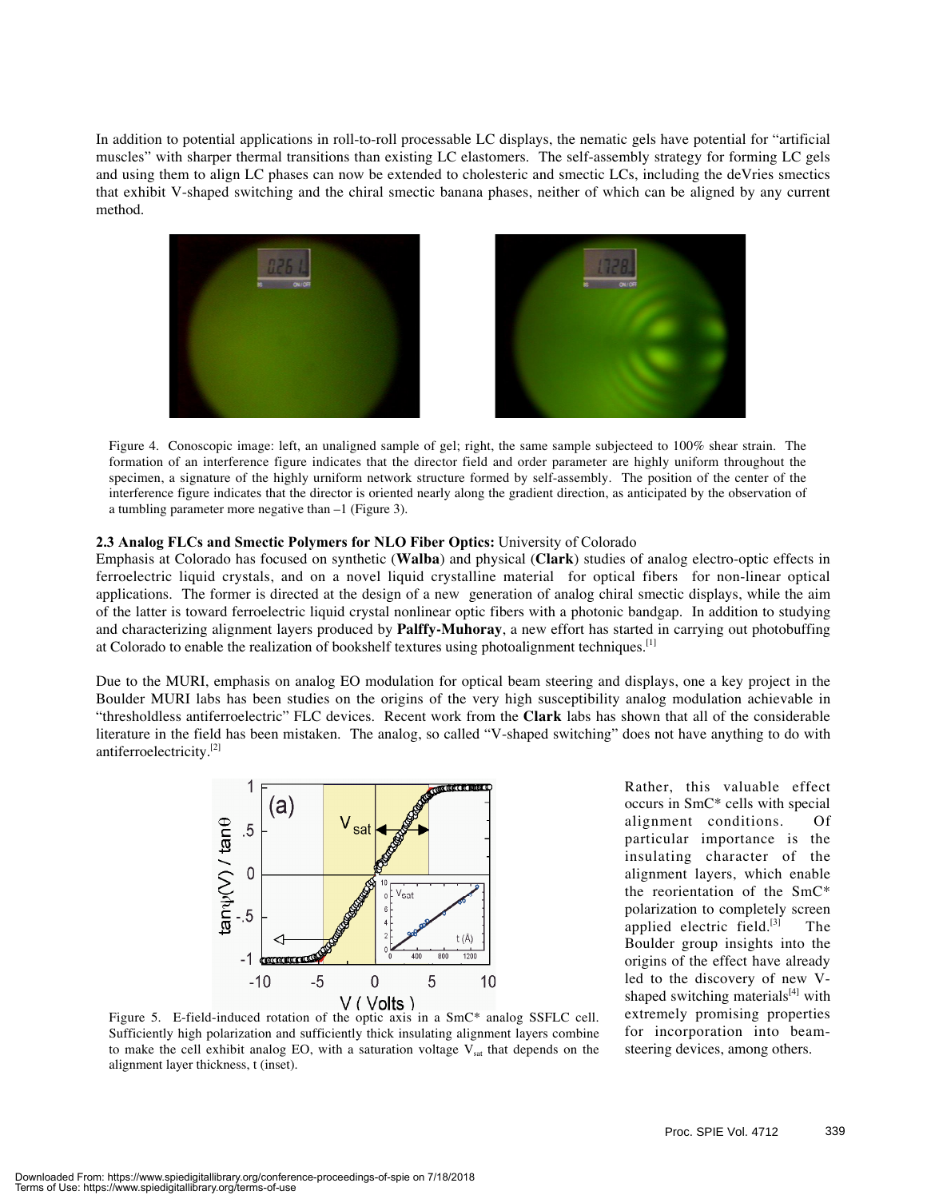In addition to potential applications in roll-to-roll processable LC displays, the nematic gels have potential for "artificial muscles" with sharper thermal transitions than existing LC elastomers. The self-assembly strategy for forming LC gels and using them to align LC phases can now be extended to cholesteric and smectic LCs, including the deVries smectics that exhibit V-shaped switching and the chiral smectic banana phases, neither of which can be aligned by any current method.

Figure 4. Conoscopic image: left, an unaligned sample of gel; right, the same sample subjecteed to 100% shear strain. The formation of an interference figure indicates that the director field and order parameter are highly uniform throughout the specimen, a signature of the highly urniform network structure formed by self-assembly. The position of the center of the interference figure indicates that the director is oriented nearly along the gradient direction, as anticipated by the observation of a tumbling parameter more negative than –1 (Figure 3).

### 2.3 Analog FLCs and Smectic Polymers for NLO Fiber Optics: University of Colorado

Emphasis at Colorado has focused on synthetic (**Walba**) and physical (**Clark**) studies of analog electro-optic effects in ferroelectric liquid crystals, and on a novel liquid crystalline material for optical fibers for non-linear optical applications. The former is directed at the design of a new generation of analog chiral smectic displays, while the aim of the latter is toward ferroelectric liquid crystal nonlinear optic fibers with a photonic bandgap. In addition to studying and characterizing alignment layers produced by **Palffy-Muhoray**, a new effort has started in carrying out photobuffing at Colorado to enable the realization of bookshelf textures using photoalignment techniques.[1]

Due to the MURI, emphasis on analog EO modulation for optical beam steering and displays, one a key project in the Boulder MURI labs has been studies on the origins of the very high susceptibility analog modulation achievable in "thresholdless antiferroelectric" FLC devices. Recent work from the **Clark** labs has shown that all of the considerable literature in the field has been mistaken. The analog, so called "V-shaped switching" does not have anything to do with antiferroelectricity.[2]

(a)

$\tan\psi(V) / \tan\theta$

$V_{sat}$

1
.5
0
-.5
-1

-10
-5
0
5
10

V ( Volts )

$V_{sat}$

t (Å)

0
400
800
1200

Figure 5. E-field-induced rotation of the optic axis in a SmC* analog SSFLC cell. Sufficiently high polarization and sufficiently thick insulating alignment layers combine to make the cell exhibit analog EO, with a saturation voltage $V_{sat}$ that depends on the alignment layer thickness, t (inset).

Rather, this valuable effect occurs in SmC* cells with special alignment conditions. Of particular importance is the insulating character of the alignment layers, which enable the reorientation of the SmC* polarization to completely screen applied electric field.[3] The Boulder group insights into the origins of the effect have already led to the discovery of new V-shaped switching materials[4] with extremely promising properties for incorporation into beam-steering devices, among others.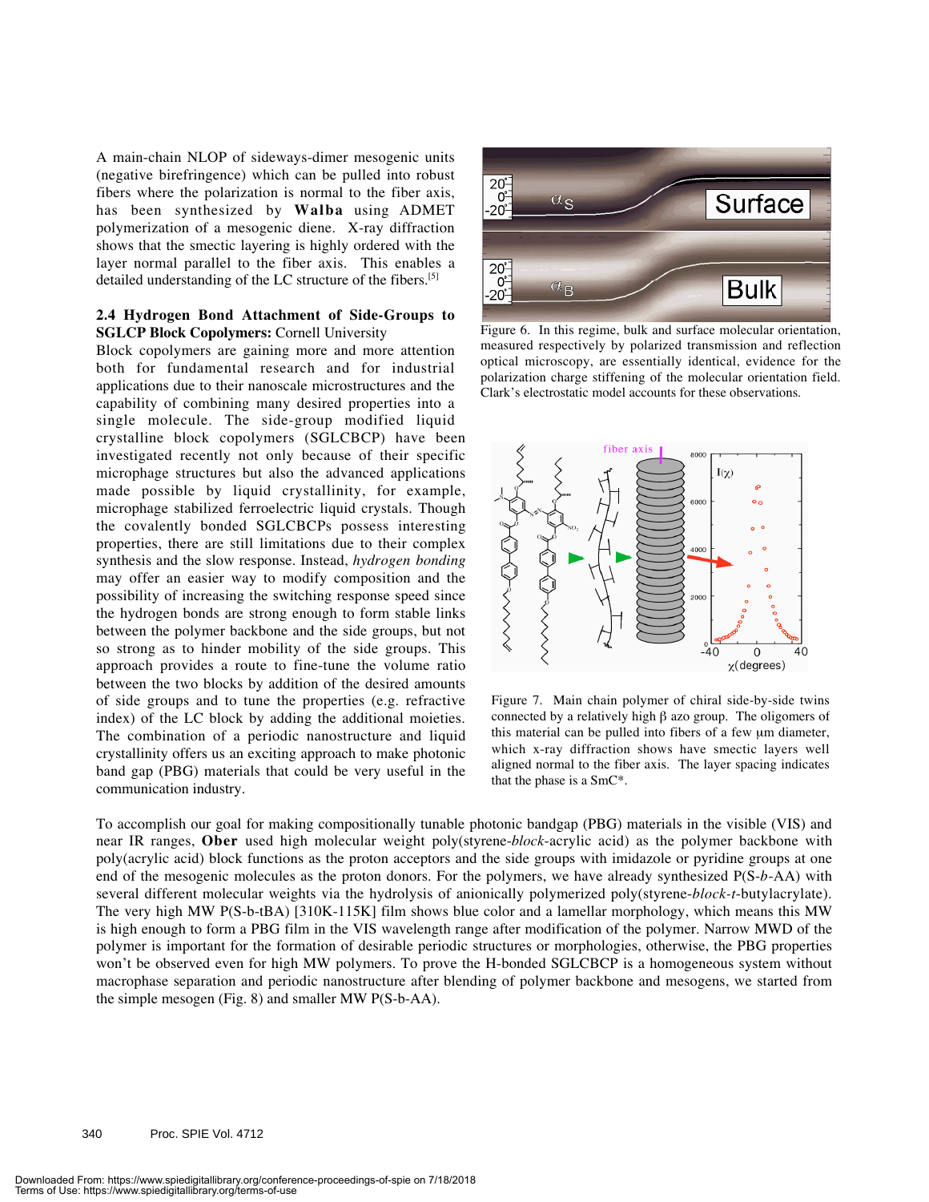A main-chain NLOP of sideways-dimer mesogenic units (negative birefringence) which can be pulled into robust fibers where the polarization is normal to the fiber axis, has been synthesized by **Walba** using ADMET polymerization of a mesogenic diene. X-ray diffraction shows that the smectic layering is highly ordered with the layer normal parallel to the fiber axis. This enables a detailed understanding of the LC structure of the fibers.[5]

Figure 6. In this regime, bulk and surface molecular orientation, measured respectively by polarized transmission and reflection optical microscopy, are essentially identical, evidence for the polarization charge stiffening of the molecular orientation field. Clark's electrostatic model accounts for these observations.

### 2.4 Hydrogen Bond Attachment of Side-Groups to SGLCP Block Copolymers: Cornell University

Block copolymers are gaining more and more attention both for fundamental research and for industrial applications due to their nanoscale microstructures and the capability of combining many desired properties into a single molecule. The side-group modified liquid crystalline block copolymers (SGLCBCP) have been investigated recently not only because of their specific microphage structures but also the advanced applications made possible by liquid crystallinity, for example, microphage stabilized ferroelectric liquid crystals. Though the covalently bonded SGLCBCPs possess interesting properties, there are still limitations due to their complex synthesis and the slow response. Instead, *hydrogen bonding* may offer an easier way to modify composition and the possibility of increasing the switching response speed since the hydrogen bonds are strong enough to form stable links between the polymer backbone and the side groups, but not so strong as to hinder mobility of the side groups. This approach provides a route to fine-tune the volume ratio between the two blocks by addition of the desired amounts of side groups and to tune the properties (e.g. refractive index) of the LC block by adding the additional moieties. The combination of a periodic nanostructure and liquid crystallinity offers us an exciting approach to make photonic band gap (PBG) materials that could be very useful in the communication industry.

Figure 7. Main chain polymer of chiral side-by-side twins connected by a relatively high β azo group. The oligomers of this material can be pulled into fibers of a few μm diameter, which x-ray diffraction shows have smectic layers well aligned normal to the fiber axis. The layer spacing indicates that the phase is a SmC*.

To accomplish our goal for making compositionally tunable photonic bandgap (PBG) materials in the visible (VIS) and near IR ranges, **Ober** used high molecular weight poly(styrene-*block*-acrylic acid) as the polymer backbone with poly(acrylic acid) block functions as the proton acceptors and the side groups with imidazole or pyridine groups at one end of the mesogenic molecules as the proton donors. For the polymers, we have already synthesized P(S-*b*-AA) with several different molecular weights via the hydrolysis of anionically polymerized poly(styrene-*block*-*t*-butylacrylate). The very high MW P(S-b-tBA) [310K-115K] film shows blue color and a lamellar morphology, which means this MW is high enough to form a PBG film in the VIS wavelength range after modification of the polymer. Narrow MWD of the polymer is important for the formation of desirable periodic structures or morphologies, otherwise, the PBG properties won't be observed even for high MW polymers. To prove the H-bonded SGLCBCP is a homogeneous system without macrophase separation and periodic nanostructure after blending of polymer backbone and mesogens, we started from the simple mesogen (Fig. 8) and smaller MW P(S-b-AA).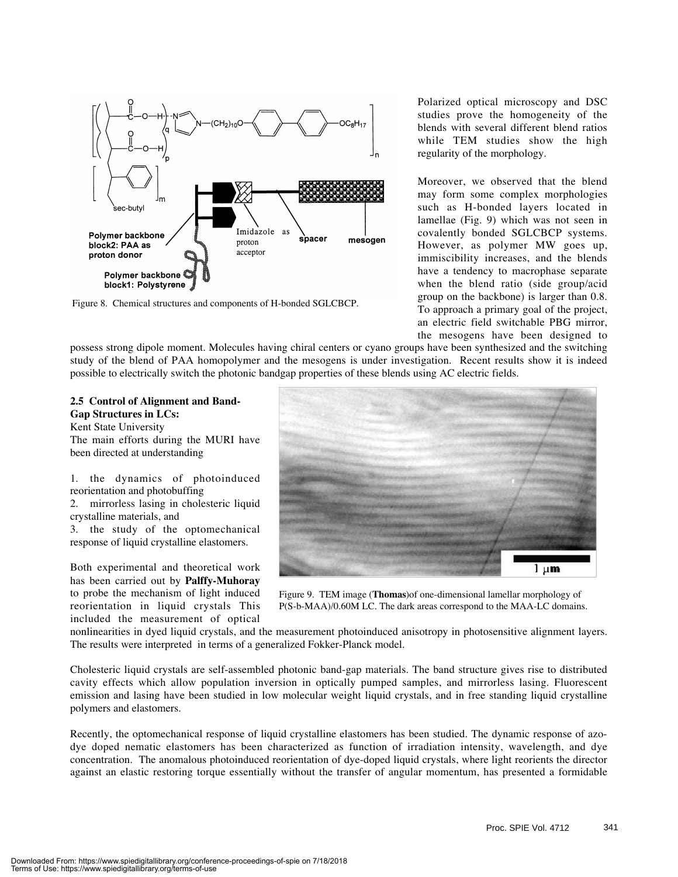Figure 8. Chemical structures and components of H-bonded SGLCBCP.

Polarized optical microscopy and DSC studies prove the homogeneity of the blends with several different blend ratios while TEM studies show the high regularity of the morphology.

Moreover, we observed that the blend may form some complex morphologies such as H-bonded layers located in lamellae (Fig. 9) which was not seen in covalently bonded SGLCBCP systems. However, as polymer MW goes up, immiscibility increases, and the blends have a tendency to macrophase separate when the blend ratio (side group/acid group on the backbone) is larger than 0.8. To approach a primary goal of the project, an electric field switchable PBG mirror, the mesogens have been designed to possess strong dipole moment. Molecules having chiral centers or cyano groups have been synthesized and the switching study of the blend of PAA homopolymer and the mesogens is under investigation. Recent results show it is indeed possible to electrically switch the photonic bandgap properties of these blends using AC electric fields.

### 2.5 Control of Alignment and Band-Gap Structures in LCs:

Kent State University

The main efforts during the MURI have been directed at understanding

1. the dynamics of photoinduced reorientation and photobuffing
2. mirrorless lasing in cholesteric liquid crystalline materials, and
3. the study of the optomechanical response of liquid crystalline elastomers.

Both experimental and theoretical work has been carried out by **Palffy-Muhoray** to probe the mechanism of light induced reorientation in liquid crystals This included the measurement of optical nonlinearities in dyed liquid crystals, and the measurement photoinduced anisotropy in photosensitive alignment layers. The results were interpreted in terms of a generalized Fokker-Planck model.

Figure 9. TEM image (**Thomas**)of one-dimensional lamellar morphology of P(S-b-MAA)/0.60M LC. The dark areas correspond to the MAA-LC domains.

Cholesteric liquid crystals are self-assembled photonic band-gap materials. The band structure gives rise to distributed cavity effects which allow population inversion in optically pumped samples, and mirrorless lasing. Fluorescent emission and lasing have been studied in low molecular weight liquid crystals, and in free standing liquid crystalline polymers and elastomers.

Recently, the optomechanical response of liquid crystalline elastomers has been studied. The dynamic response of azo-dye doped nematic elastomers has been characterized as function of irradiation intensity, wavelength, and dye concentration. The anomalous photoinduced reorientation of dye-doped liquid crystals, where light reorients the director against an elastic restoring torque essentially without the transfer of angular momentum, has presented a formidable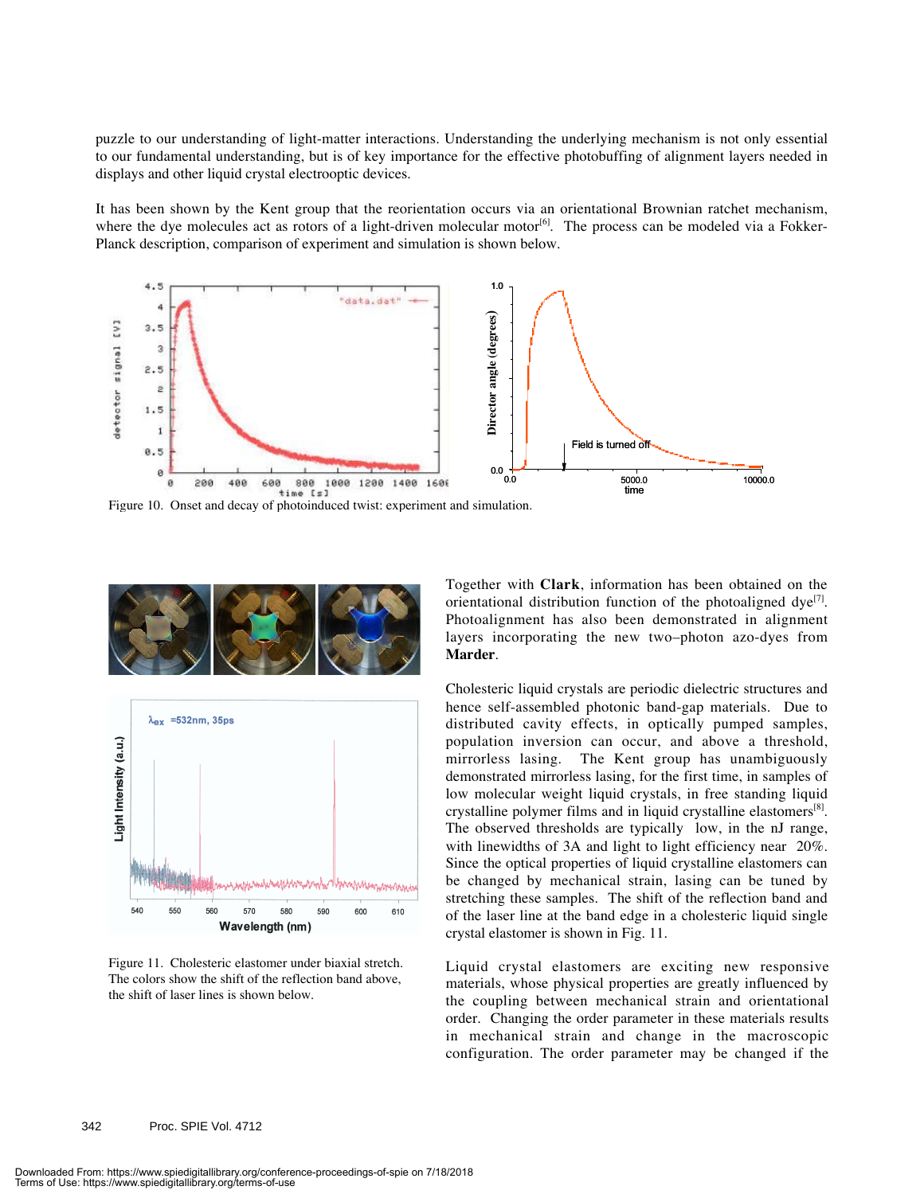puzzle to our understanding of light-matter interactions. Understanding the underlying mechanism is not only essential to our fundamental understanding, but is of key importance for the effective photobuffing of alignment layers needed in displays and other liquid crystal electrooptic devices.

It has been shown by the Kent group that the reorientation occurs via an orientational Brownian ratchet mechanism, where the dye molecules act as rotors of a light-driven molecular motor[6]. The process can be modeled via a Fokker-Planck description, comparison of experiment and simulation is shown below.

Figure 10. Onset and decay of photoinduced twist: experiment and simulation.

Figure 11. Cholesteric elastomer under biaxial stretch. The colors show the shift of the reflection band above, the shift of laser lines is shown below.

Together with **Clark**, information has been obtained on the orientational distribution function of the photoaligned dye[7]. Photoalignment has also been demonstrated in alignment layers incorporating the new two–photon azo-dyes from **Marder**.

Cholesteric liquid crystals are periodic dielectric structures and hence self-assembled photonic band-gap materials. Due to distributed cavity effects, in optically pumped samples, population inversion can occur, and above a threshold, mirrorless lasing. The Kent group has unambiguously demonstrated mirrorless lasing, for the first time, in samples of low molecular weight liquid crystals, in free standing liquid crystalline polymer films and in liquid crystalline elastomers[8]. The observed thresholds are typically low, in the nJ range, with linewidths of 3A and light to light efficiency near 20%. Since the optical properties of liquid crystalline elastomers can be changed by mechanical strain, lasing can be tuned by stretching these samples. The shift of the reflection band and of the laser line at the band edge in a cholesteric liquid single crystal elastomer is shown in Fig. 11.

Liquid crystal elastomers are exciting new responsive materials, whose physical properties are greatly influenced by the coupling between mechanical strain and orientational order. Changing the order parameter in these materials results in mechanical strain and change in the macroscopic configuration. The order parameter may be changed if the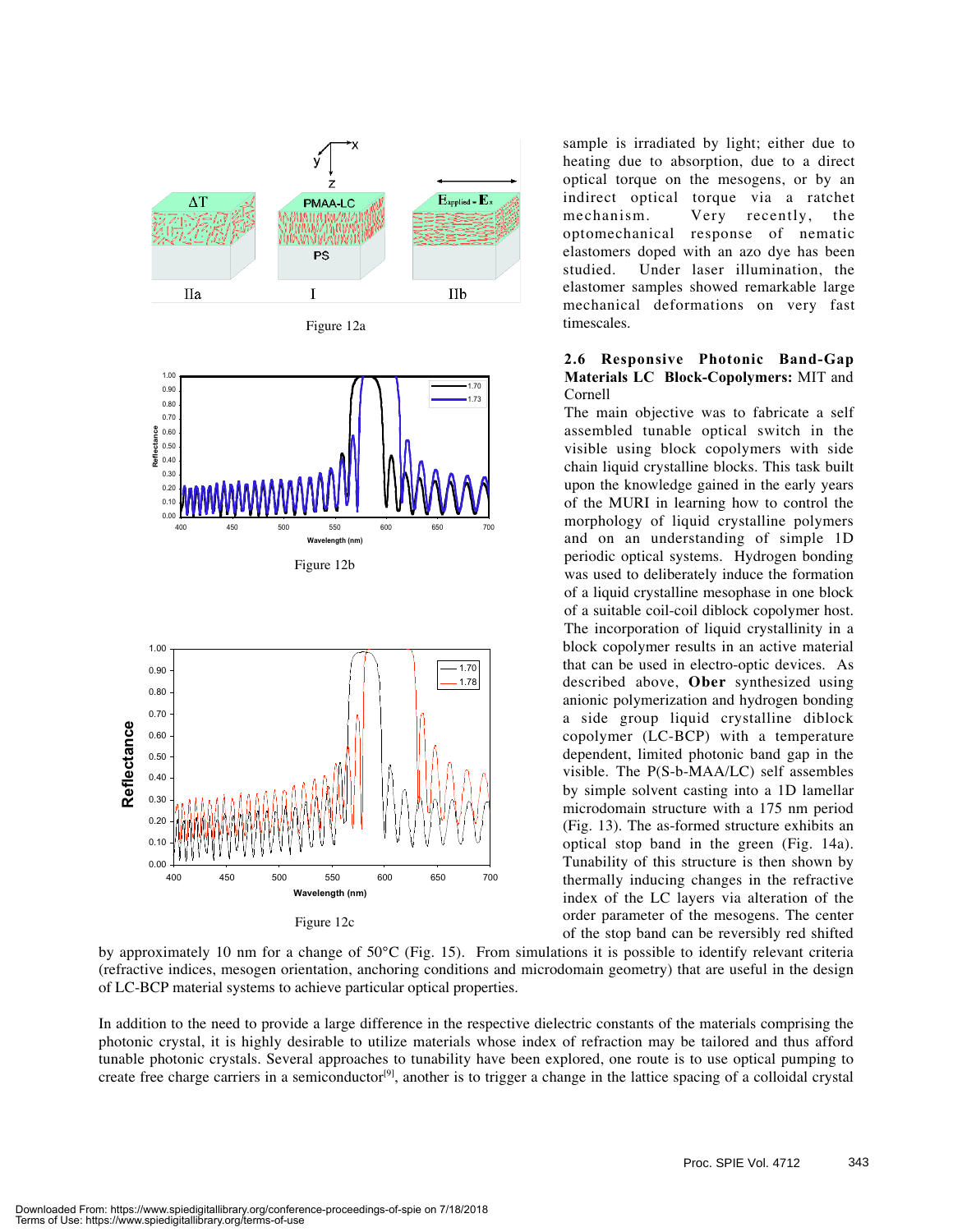Figure 12a

Figure 12b

Figure 12c

sample is irradiated by light; either due to heating due to absorption, due to a direct optical torque on the mesogens, or by an indirect optical torque via a ratchet mechanism. Very recently, the optomechanical response of nematic elastomers doped with an azo dye has been studied. Under laser illumination, the elastomer samples showed remarkable large mechanical deformations on very fast timescales.

### 2.6 Responsive Photonic Band-Gap Materials LC Block-Copolymers: MIT and Cornell

The main objective was to fabricate a self assembled tunable optical switch in the visible using block copolymers with side chain liquid crystalline blocks. This task built upon the knowledge gained in the early years of the MURI in learning how to control the morphology of liquid crystalline polymers and on an understanding of simple 1D periodic optical systems. Hydrogen bonding was used to deliberately induce the formation of a liquid crystalline mesophase in one block of a suitable coil-coil diblock copolymer host. The incorporation of liquid crystallinity in a block copolymer results in an active material that can be used in electro-optic devices. As described above, **Ober** synthesized using anionic polymerization and hydrogen bonding a side group liquid crystalline diblock copolymer (LC-BCP) with a temperature dependent, limited photonic band gap in the visible. The P(S-b-MAA/LC) self assembles by simple solvent casting into a 1D lamellar microdomain structure with a 175 nm period (Fig. 13). The as-formed structure exhibits an optical stop band in the green (Fig. 14a). Tunability of this structure is then shown by thermally inducing changes in the refractive index of the LC layers via alteration of the order parameter of the mesogens. The center of the stop band can be reversibly red shifted by approximately 10 nm for a change of 50°C (Fig. 15). From simulations it is possible to identify relevant criteria (refractive indices, mesogen orientation, anchoring conditions and microdomain geometry) that are useful in the design of LC-BCP material systems to achieve particular optical properties.

In addition to the need to provide a large difference in the respective dielectric constants of the materials comprising the photonic crystal, it is highly desirable to utilize materials whose index of refraction may be tailored and thus afford tunable photonic crystals. Several approaches to tunability have been explored, one route is to use optical pumping to create free charge carriers in a semiconductor[9], another is to trigger a change in the lattice spacing of a colloidal crystal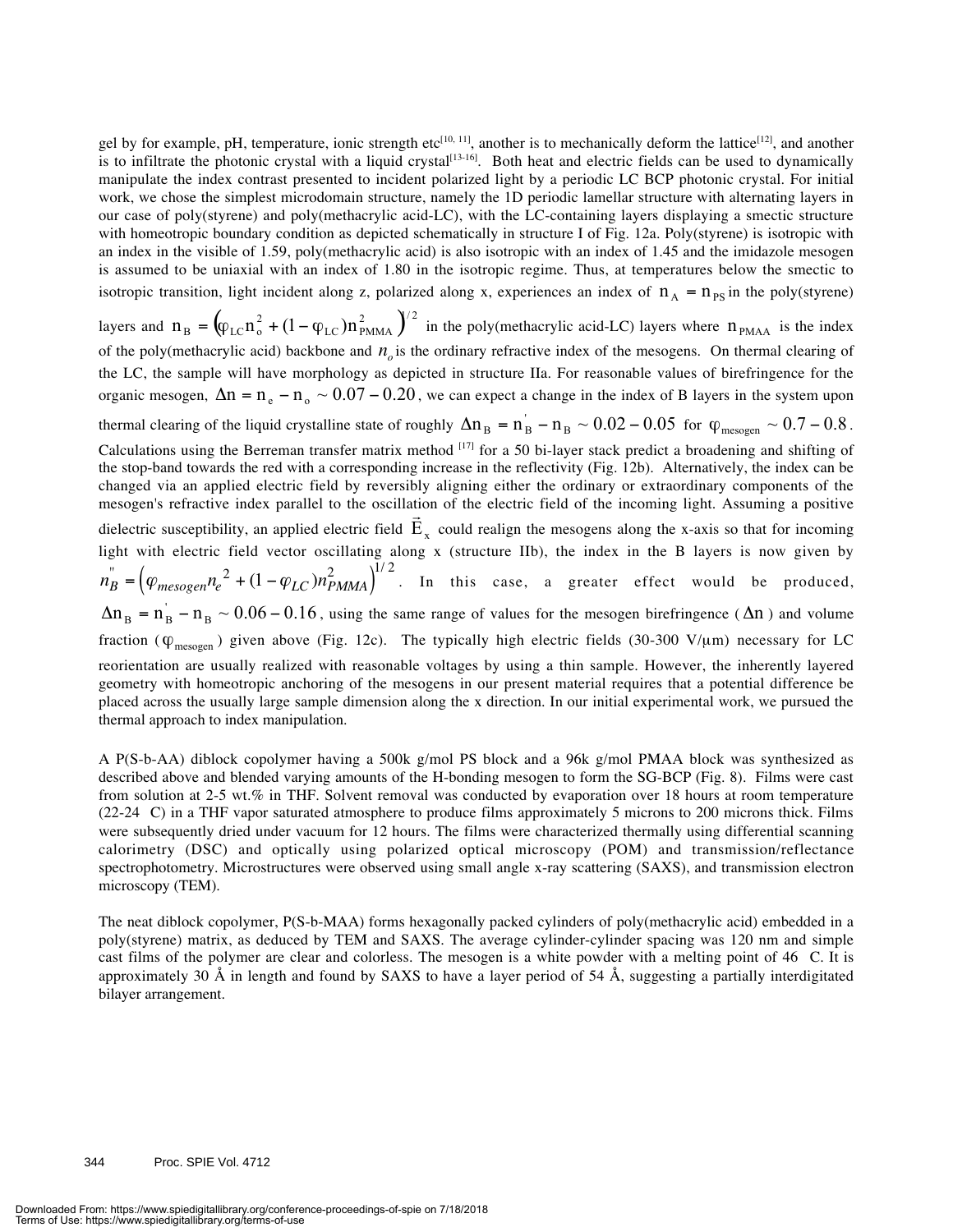gel by for example, pH, temperature, ionic strength etc[10, 11], another is to mechanically deform the lattice[12], and another is to infiltrate the photonic crystal with a liquid crystal[13-16]. Both heat and electric fields can be used to dynamically manipulate the index contrast presented to incident polarized light by a periodic LC BCP photonic crystal. For initial work, we chose the simplest microdomain structure, namely the 1D periodic lamellar structure with alternating layers in our case of poly(styrene) and poly(methacrylic acid-LC), with the LC-containing layers displaying a smectic structure with homeotropic boundary condition as depicted schematically in structure I of Fig. 12a. Poly(styrene) is isotropic with an index in the visible of 1.59, poly(methacrylic acid) is also isotropic with an index of 1.45 and the imidazole mesogen is assumed to be uniaxial with an index of 1.80 in the isotropic regime. Thus, at temperatures below the smectic to isotropic transition, light incident along z, polarized along x, experiences an index of $n_A = n_{PS}$ in the poly(styrene) layers and $n_B = \left(\varphi_{LC} n_o^2 + (1-\varphi_{LC}) n_{PMMA}^2\right)^{1/2}$ in the poly(methacrylic acid-LC) layers where $n_{PMAA}$ is the index of the poly(methacrylic acid) backbone and $n_o$ is the ordinary refractive index of the mesogens. On thermal clearing of the LC, the sample will have morphology as depicted in structure IIa. For reasonable values of birefringence for the organic mesogen, $\Delta n = n_e - n_o \sim 0.07 - 0.20$, we can expect a change in the index of B layers in the system upon thermal clearing of the liquid crystalline state of roughly $\Delta n_B = n_B^{'} - n_B \sim 0.02 - 0.05$ for $\varphi_{mesogen} \sim 0.7 - 0.8$. Calculations using the Berreman transfer matrix method [17] for a 50 bi-layer stack predict a broadening and shifting of the stop-band towards the red with a corresponding increase in the reflectivity (Fig. 12b). Alternatively, the index can be changed via an applied electric field by reversibly aligning either the ordinary or extraordinary components of the mesogen's refractive index parallel to the oscillation of the electric field of the incoming light. Assuming a positive dielectric susceptibility, an applied electric field $\vec{E}_x$ could realign the mesogens along the x-axis so that for incoming light with electric field vector oscillating along x (structure IIb), the index in the B layers is now given by $n_B^{''} = \left(\varphi_{mesogen} n_e^2 + (1-\varphi_{LC}) n_{PMMA}^2\right)^{1/2}$. In this case, a greater effect would be produced, $\Delta n_B = n_B^{'} - n_B \sim 0.06 - 0.16$, using the same range of values for the mesogen birefringence ($\Delta n$) and volume fraction ($\varphi_{mesogen}$) given above (Fig. 12c). The typically high electric fields (30-300 V/μm) necessary for LC reorientation are usually realized with reasonable voltages by using a thin sample. However, the inherently layered geometry with homeotropic anchoring of the mesogens in our present material requires that a potential difference be placed across the usually large sample dimension along the x direction. In our initial experimental work, we pursued the thermal approach to index manipulation.

A P(S-b-AA) diblock copolymer having a 500k g/mol PS block and a 96k g/mol PMAA block was synthesized as described above and blended varying amounts of the H-bonding mesogen to form the SG-BCP (Fig. 8). Films were cast from solution at 2-5 wt.% in THF. Solvent removal was conducted by evaporation over 18 hours at room temperature (22-24 C) in a THF vapor saturated atmosphere to produce films approximately 5 microns to 200 microns thick. Films were subsequently dried under vacuum for 12 hours. The films were characterized thermally using differential scanning calorimetry (DSC) and optically using polarized optical microscopy (POM) and transmission/reflectance spectrophotometry. Microstructures were observed using small angle x-ray scattering (SAXS), and transmission electron microscopy (TEM).

The neat diblock copolymer, P(S-b-MAA) forms hexagonally packed cylinders of poly(methacrylic acid) embedded in a poly(styrene) matrix, as deduced by TEM and SAXS. The average cylinder-cylinder spacing was 120 nm and simple cast films of the polymer are clear and colorless. The mesogen is a white powder with a melting point of 46 C. It is approximately 30 Å in length and found by SAXS to have a layer period of 54 Å, suggesting a partially interdigitated bilayer arrangement.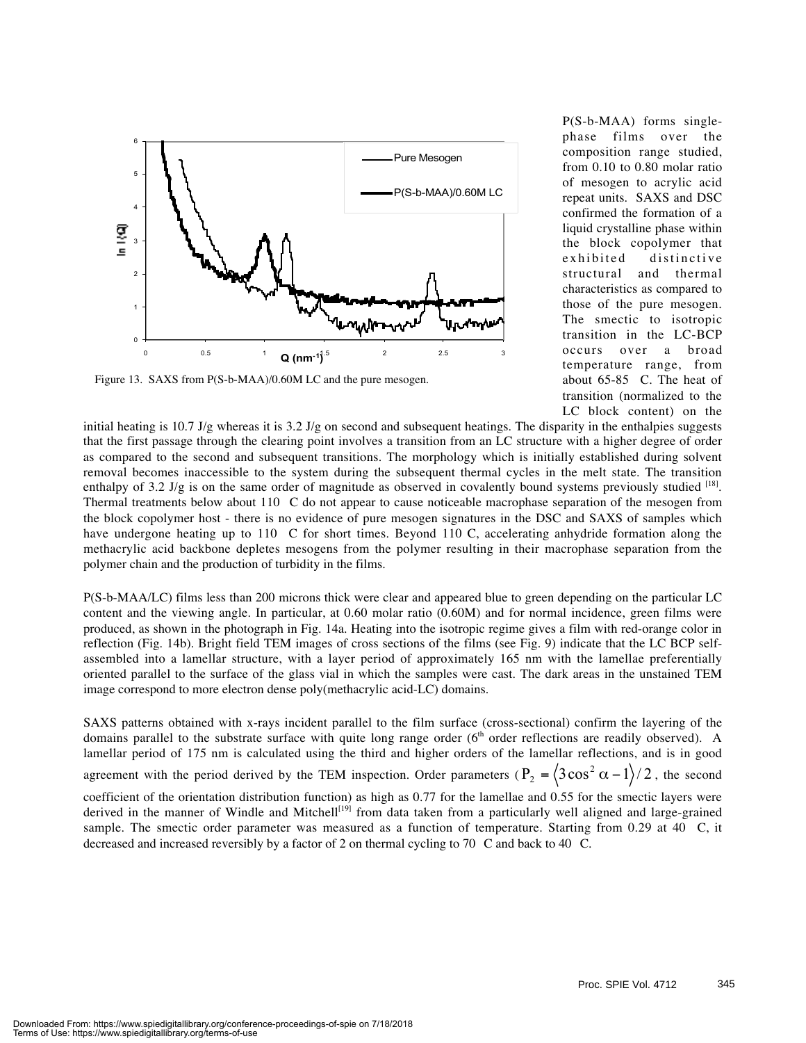Figure 13. SAXS from P(S-b-MAA)/0.60M LC and the pure mesogen.

P(S-b-MAA) forms single-phase films over the composition range studied, from 0.10 to 0.80 molar ratio of mesogen to acrylic acid repeat units. SAXS and DSC confirmed the formation of a liquid crystalline phase within the block copolymer that exhibited distinctive structural and thermal characteristics as compared to those of the pure mesogen. The smectic to isotropic transition in the LC-BCP occurs over a broad temperature range, from about 65-85 C. The heat of transition (normalized to the LC block content) on the initial heating is 10.7 J/g whereas it is 3.2 J/g on second and subsequent heatings. The disparity in the enthalpies suggests that the first passage through the clearing point involves a transition from an LC structure with a higher degree of order as compared to the second and subsequent transitions. The morphology which is initially established during solvent removal becomes inaccessible to the system during the subsequent thermal cycles in the melt state. The transition enthalpy of 3.2 J/g is on the same order of magnitude as observed in covalently bound systems previously studied [18]. Thermal treatments below about 110 C do not appear to cause noticeable macrophase separation of the mesogen from the block copolymer host - there is no evidence of pure mesogen signatures in the DSC and SAXS of samples which have undergone heating up to 110 C for short times. Beyond 110 C, accelerating anhydride formation along the methacrylic acid backbone depletes mesogens from the polymer resulting in their macrophase separation from the polymer chain and the production of turbidity in the films.

P(S-b-MAA/LC) films less than 200 microns thick were clear and appeared blue to green depending on the particular LC content and the viewing angle. In particular, at 0.60 molar ratio (0.60M) and for normal incidence, green films were produced, as shown in the photograph in Fig. 14a. Heating into the isotropic regime gives a film with red-orange color in reflection (Fig. 14b). Bright field TEM images of cross sections of the films (see Fig. 9) indicate that the LC BCP self-assembled into a lamellar structure, with a layer period of approximately 165 nm with the lamellae preferentially oriented parallel to the surface of the glass vial in which the samples were cast. The dark areas in the unstained TEM image correspond to more electron dense poly(methacrylic acid-LC) domains.

SAXS patterns obtained with x-rays incident parallel to the film surface (cross-sectional) confirm the layering of the domains parallel to the substrate surface with quite long range order (6th order reflections are readily observed). A lamellar period of 175 nm is calculated using the third and higher orders of the lamellar reflections, and is in good agreement with the period derived by the TEM inspection. Order parameters ($P_2 = \langle 3\cos^2\alpha - 1 \rangle / 2$, the second coefficient of the orientation distribution function) as high as 0.77 for the lamellae and 0.55 for the smectic layers were derived in the manner of Windle and Mitchell[19] from data taken from a particularly well aligned and large-grained sample. The smectic order parameter was measured as a function of temperature. Starting from 0.29 at 40 C, it decreased and increased reversibly by a factor of 2 on thermal cycling to 70 C and back to 40 C.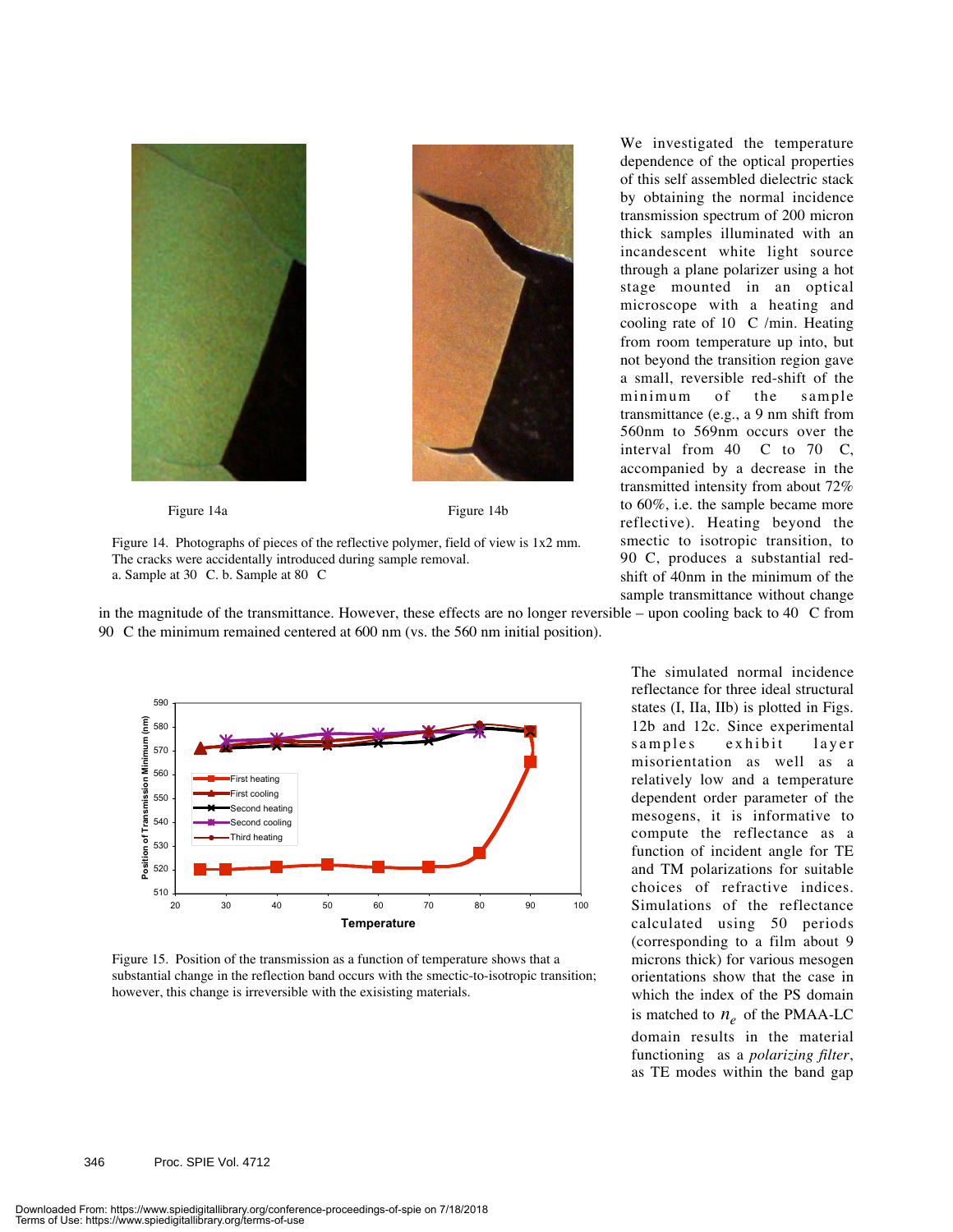Figure 14a

Figure 14b

Figure 14. Photographs of pieces of the reflective polymer, field of view is 1x2 mm. The cracks were accidentally introduced during sample removal.
a. Sample at 30 C. b. Sample at 80 C

We investigated the temperature dependence of the optical properties of this self assembled dielectric stack by obtaining the normal incidence transmission spectrum of 200 micron thick samples illuminated with an incandescent white light source through a plane polarizer using a hot stage mounted in an optical microscope with a heating and cooling rate of 10 C /min. Heating from room temperature up into, but not beyond the transition region gave a small, reversible red-shift of the minimum of the sample transmittance (e.g., a 9 nm shift from 560nm to 569nm occurs over the interval from 40 C to 70 C, accompanied by a decrease in the transmitted intensity from about 72% to 60%, i.e. the sample became more reflective). Heating beyond the smectic to isotropic transition, to 90 C, produces a substantial red-shift of 40nm in the minimum of the sample transmittance without change in the magnitude of the transmittance. However, these effects are no longer reversible – upon cooling back to 40 C from 90 C the minimum remained centered at 600 nm (vs. the 560 nm initial position).

Figure 15. Position of the transmission as a function of temperature shows that a substantial change in the reflection band occurs with the smectic-to-isotropic transition; however, this change is irreversible with the exisisting materials.

The simulated normal incidence reflectance for three ideal structural states (I, IIa, IIb) is plotted in Figs. 12b and 12c. Since experimental samples exhibit layer misorientation as well as a relatively low and a temperature dependent order parameter of the mesogens, it is informative to compute the reflectance as a function of incident angle for TE and TM polarizations for suitable choices of refractive indices. Simulations of the reflectance calculated using 50 periods (corresponding to a film about 9 microns thick) for various mesogen orientations show that the case in which the index of the PS domain is matched to $n_e$ of the PMAA-LC domain results in the material functioning as a *polarizing filter*, as TE modes within the band gap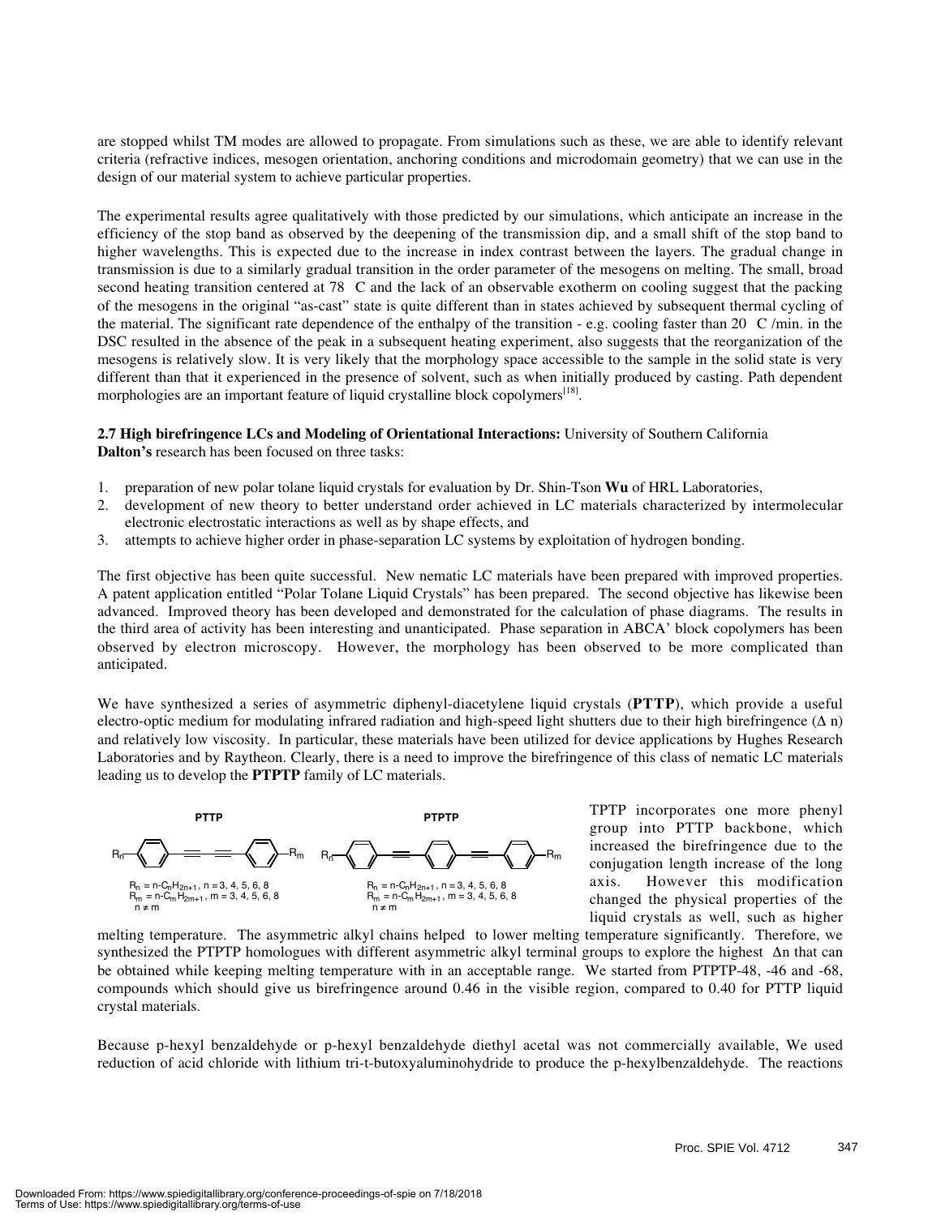are stopped whilst TM modes are allowed to propagate. From simulations such as these, we are able to identify relevant criteria (refractive indices, mesogen orientation, anchoring conditions and microdomain geometry) that we can use in the design of our material system to achieve particular properties.

The experimental results agree qualitatively with those predicted by our simulations, which anticipate an increase in the efficiency of the stop band as observed by the deepening of the transmission dip, and a small shift of the stop band to higher wavelengths. This is expected due to the increase in index contrast between the layers. The gradual change in transmission is due to a similarly gradual transition in the order parameter of the mesogens on melting. The small, broad second heating transition centered at 78 C and the lack of an observable exotherm on cooling suggest that the packing of the mesogens in the original "as-cast" state is quite different than in states achieved by subsequent thermal cycling of the material. The significant rate dependence of the enthalpy of the transition - e.g. cooling faster than 20 C /min. in the DSC resulted in the absence of the peak in a subsequent heating experiment, also suggests that the reorganization of the mesogens is relatively slow. It is very likely that the morphology space accessible to the sample in the solid state is very different than that it experienced in the presence of solvent, such as when initially produced by casting. Path dependent morphologies are an important feature of liquid crystalline block copolymers[18].

**2.7 High birefringence LCs and Modeling of Orientational Interactions:** University of Southern California
**Dalton's** research has been focused on three tasks:

1. preparation of new polar tolane liquid crystals for evaluation by Dr. Shin-Tson **Wu** of HRL Laboratories,
2. development of new theory to better understand order achieved in LC materials characterized by intermolecular electronic electrostatic interactions as well as by shape effects, and
3. attempts to achieve higher order in phase-separation LC systems by exploitation of hydrogen bonding.

The first objective has been quite successful. New nematic LC materials have been prepared with improved properties. A patent application entitled "Polar Tolane Liquid Crystals" has been prepared. The second objective has likewise been advanced. Improved theory has been developed and demonstrated for the calculation of phase diagrams. The results in the third area of activity has been interesting and unanticipated. Phase separation in ABCA' block copolymers has been observed by electron microscopy. However, the morphology has been observed to be more complicated than anticipated.

We have synthesized a series of asymmetric diphenyl-diacetylene liquid crystals (**PTTP**), which provide a useful electro-optic medium for modulating infrared radiation and high-speed light shutters due to their high birefringence ($\Delta$ n) and relatively low viscosity. In particular, these materials have been utilized for device applications by Hughes Research Laboratories and by Raytheon. Clearly, there is a need to improve the birefringence of this class of nematic LC materials leading us to develop the **PTPTP** family of LC materials.

**PTTP**

$R_n$ = n-$C_nH_{2n+1}$, n = 3, 4, 5, 6, 8
$R_m$ = n-$C_mH_{2m+1}$, m = 3, 4, 5, 6, 8
$n \neq m$

**PTPTP**

$R_n$ = n-$C_nH_{2n+1}$, n = 3, 4, 5, 6, 8
$R_m$ = n-$C_mH_{2m+1}$, m = 3, 4, 5, 6, 8
$n \neq m$

TPTP incorporates one more phenyl group into PTTP backbone, which increased the birefringence due to the conjugation length increase of the long axis. However this modification changed the physical properties of the liquid crystals as well, such as higher melting temperature. The asymmetric alkyl chains helped to lower melting temperature significantly. Therefore, we synthesized the PTPTP homologues with different asymmetric alkyl terminal groups to explore the highest $\Delta$n that can be obtained while keeping melting temperature with in an acceptable range. We started from PTPTP-48, -46 and -68, compounds which should give us birefringence around 0.46 in the visible region, compared to 0.40 for PTTP liquid crystal materials.

Because p-hexyl benzaldehyde or p-hexyl benzaldehyde diethyl acetal was not commercially available, We used reduction of acid chloride with lithium tri-t-butoxyaluminohydride to produce the p-hexylbenzaldehyde. The reactions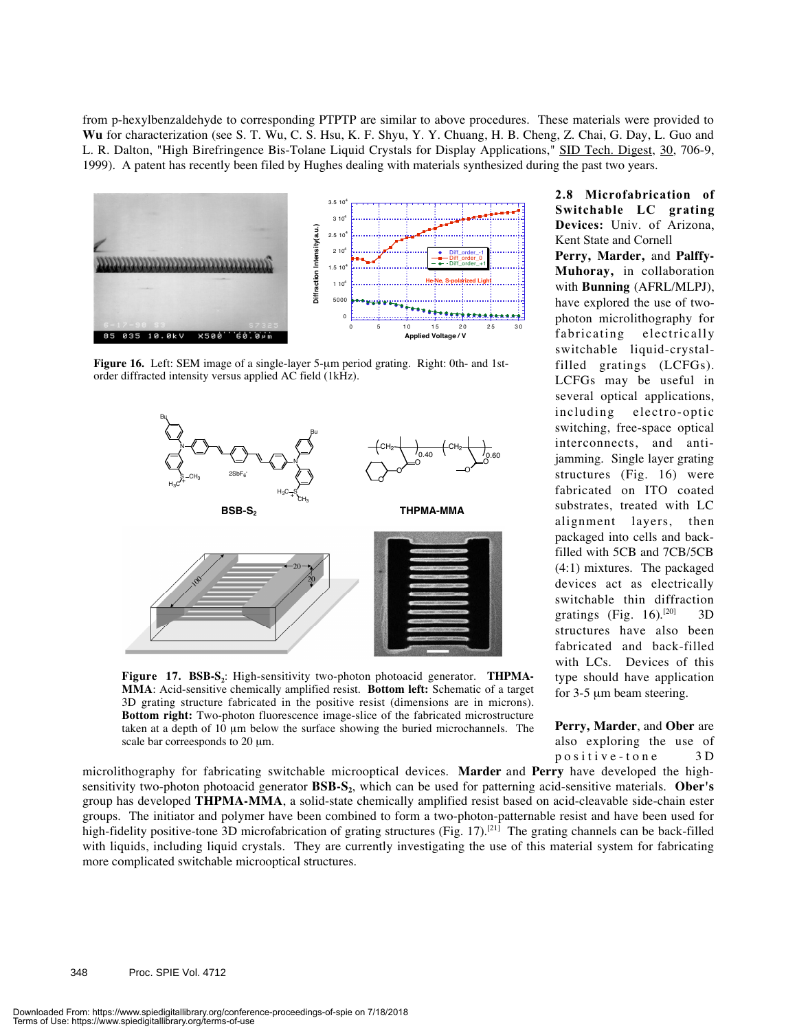from p-hexylbenzaldehyde to corresponding PTPTP are similar to above procedures. These materials were provided to **Wu** for characterization (see S. T. Wu, C. S. Hsu, K. F. Shyu, Y. Y. Chuang, H. B. Cheng, Z. Chai, G. Day, L. Guo and L. R. Dalton, "High Birefringence Bis-Tolane Liquid Crystals for Display Applications," SID Tech. Digest, 30, 706-9, 1999). A patent has recently been filed by Hughes dealing with materials synthesized during the past two years.

**Figure 16.** Left: SEM image of a single-layer 5-μm period grating. Right: 0th- and 1st-order diffracted intensity versus applied AC field (1kHz).

**Figure 17. BSB-S$_2$**: High-sensitivity two-photon photoacid generator. **THPMA-MMA**: Acid-sensitive chemically amplified resist. **Bottom left:** Schematic of a target 3D grating structure fabricated in the positive resist (dimensions are in microns). **Bottom right:** Two-photon fluorescence image-slice of the fabricated microstructure taken at a depth of 10 μm below the surface showing the buried microchannels. The scale bar correesponds to 20 μm.

**2.8 Microfabrication of Switchable LC grating Devices:** Univ. of Arizona, Kent State and Cornell

**Perry, Marder,** and **Palffy-Muhoray**, in collaboration with **Bunning** (AFRL/MLPJ), have explored the use of two-photon microlithography for fabricating electrically switchable liquid-crystal-filled gratings (LCFGs). LCFGs may be useful in several optical applications, including electro-optic switching, free-space optical interconnects, and anti-jamming. Single layer grating structures (Fig. 16) were fabricated on ITO coated substrates, treated with LC alignment layers, then packaged into cells and back-filled with 5CB and 7CB/5CB (4:1) mixtures. The packaged devices act as electrically switchable thin diffraction gratings (Fig. 16).[20] 3D structures have also been fabricated and back-filled with LCs. Devices of this type should have application for 3-5 μm beam steering.

**Perry, Marder**, and **Ober** are also exploring the use of positive-tone 3D microlithography for fabricating switchable microoptical devices. **Marder** and **Perry** have developed the high-sensitivity two-photon photoacid generator **BSB-S$_2$**, which can be used for patterning acid-sensitive materials. **Ober's** group has developed **THPMA-MMA**, a solid-state chemically amplified resist based on acid-cleavable side-chain ester groups. The initiator and polymer have been combined to form a two-photon-patternable resist and have been used for high-fidelity positive-tone 3D microfabrication of grating structures (Fig. 17).[21] The grating channels can be back-filled with liquids, including liquid crystals. They are currently investigating the use of this material system for fabricating more complicated switchable microoptical structures.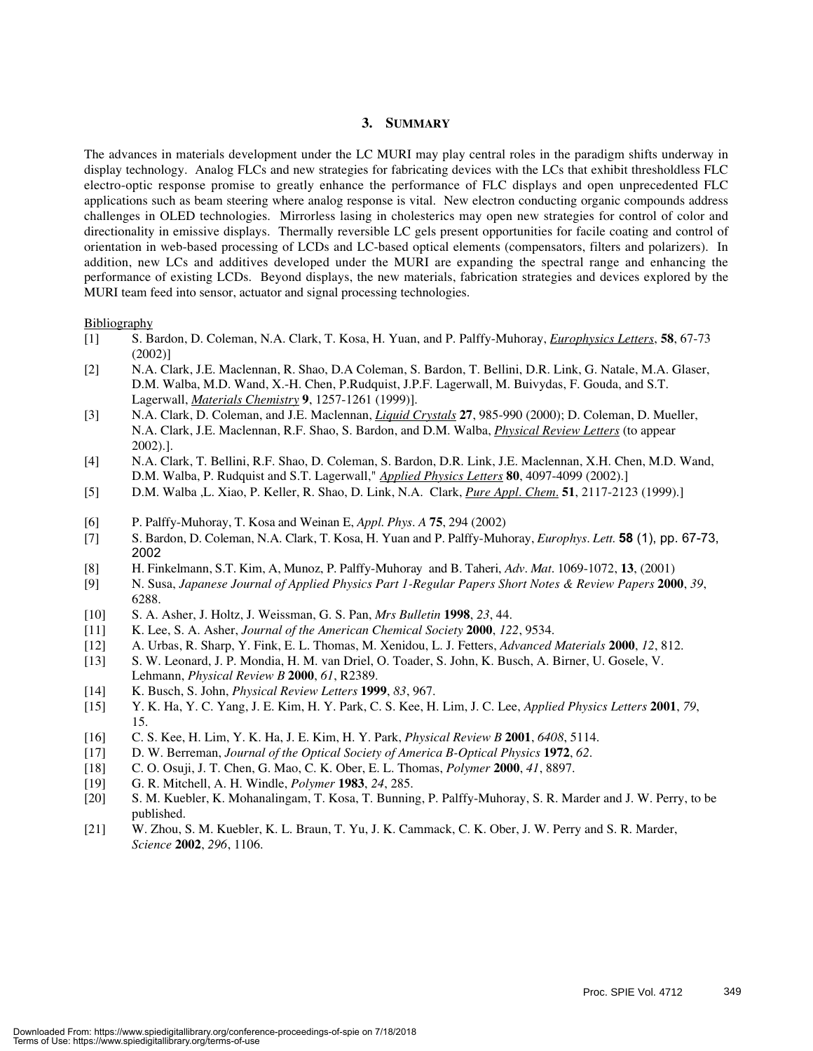## 3. SUMMARY

The advances in materials development under the LC MURI may play central roles in the paradigm shifts underway in display technology. Analog FLCs and new strategies for fabricating devices with the LCs that exhibit thresholdless FLC electro-optic response promise to greatly enhance the performance of FLC displays and open unprecedented FLC applications such as beam steering where analog response is vital. New electron conducting organic compounds address challenges in OLED technologies. Mirrorless lasing in cholesterics may open new strategies for control of color and directionality in emissive displays. Thermally reversible LC gels present opportunities for facile coating and control of orientation in web-based processing of LCDs and LC-based optical elements (compensators, filters and polarizers). In addition, new LCs and additives developed under the MURI are expanding the spectral range and enhancing the performance of existing LCDs. Beyond displays, the new materials, fabrication strategies and devices explored by the MURI team feed into sensor, actuator and signal processing technologies.

Bibliography

[1] S. Bardon, D. Coleman, N.A. Clark, T. Kosa, H. Yuan, and P. Palffy-Muhoray, *Europhysics Letters*, **58**, 67-73 (2002)]

[2] N.A. Clark, J.E. Maclennan, R. Shao, D.A Coleman, S. Bardon, T. Bellini, D.R. Link, G. Natale, M.A. Glaser, D.M. Walba, M.D. Wand, X.-H. Chen, P.Rudquist, J.P.F. Lagerwall, M. Buivydas, F. Gouda, and S.T. Lagerwall, *Materials Chemistry* **9**, 1257-1261 (1999)].

[3] N.A. Clark, D. Coleman, and J.E. Maclennan, *Liquid Crystals* **27**, 985-990 (2000); D. Coleman, D. Mueller, N.A. Clark, J.E. Maclennan, R.F. Shao, S. Bardon, and D.M. Walba, *Physical Review Letters* (to appear 2002).].

[4] N.A. Clark, T. Bellini, R.F. Shao, D. Coleman, S. Bardon, D.R. Link, J.E. Maclennan, X.H. Chen, M.D. Wand, D.M. Walba, P. Rudquist and S.T. Lagerwall," *Applied Physics Letters* **80**, 4097-4099 (2002).]

[5] D.M. Walba ,L. Xiao, P. Keller, R. Shao, D. Link, N.A. Clark, *Pure Appl. Chem.* **51**, 2117-2123 (1999).]

[6] P. Palffy-Muhoray, T. Kosa and Weinan E, *Appl. Phys. A* **75**, 294 (2002)

[7] S. Bardon, D. Coleman, N.A. Clark, T. Kosa, H. Yuan and P. Palffy-Muhoray, *Europhys. Lett.* **58** (1), pp. 67-73, 2002

[8] H. Finkelmann, S.T. Kim, A, Munoz, P. Palffy-Muhoray and B. Taheri, *Adv. Mat*. 1069-1072, **13**, (2001)

[9] N. Susa, *Japanese Journal of Applied Physics Part 1-Regular Papers Short Notes & Review Papers* **2000**, *39*, 6288.

[10] S. A. Asher, J. Holtz, J. Weissman, G. S. Pan, *Mrs Bulletin* **1998**, *23*, 44.

[11] K. Lee, S. A. Asher, *Journal of the American Chemical Society* **2000**, *122*, 9534.

[12] A. Urbas, R. Sharp, Y. Fink, E. L. Thomas, M. Xenidou, L. J. Fetters, *Advanced Materials* **2000**, *12*, 812.

[13] S. W. Leonard, J. P. Mondia, H. M. van Driel, O. Toader, S. John, K. Busch, A. Birner, U. Gosele, V. Lehmann, *Physical Review B* **2000**, *61*, R2389.

[14] K. Busch, S. John, *Physical Review Letters* **1999**, *83*, 967.

[15] Y. K. Ha, Y. C. Yang, J. E. Kim, H. Y. Park, C. S. Kee, H. Lim, J. C. Lee, *Applied Physics Letters* **2001**, *79*, 15.

[16] C. S. Kee, H. Lim, Y. K. Ha, J. E. Kim, H. Y. Park, *Physical Review B* **2001**, *6408*, 5114.

[17] D. W. Berreman, *Journal of the Optical Society of America B-Optical Physics* **1972**, *62*.

[18] C. O. Osuji, J. T. Chen, G. Mao, C. K. Ober, E. L. Thomas, *Polymer* **2000**, *41*, 8897.

[19] G. R. Mitchell, A. H. Windle, *Polymer* **1983**, *24*, 285.

[20] S. M. Kuebler, K. Mohanalingam, T. Kosa, T. Bunning, P. Palffy-Muhoray, S. R. Marder and J. W. Perry, to be published.

[21] W. Zhou, S. M. Kuebler, K. L. Braun, T. Yu, J. K. Cammack, C. K. Ober, J. W. Perry and S. R. Marder, *Science* **2002**, *296*, 1106.